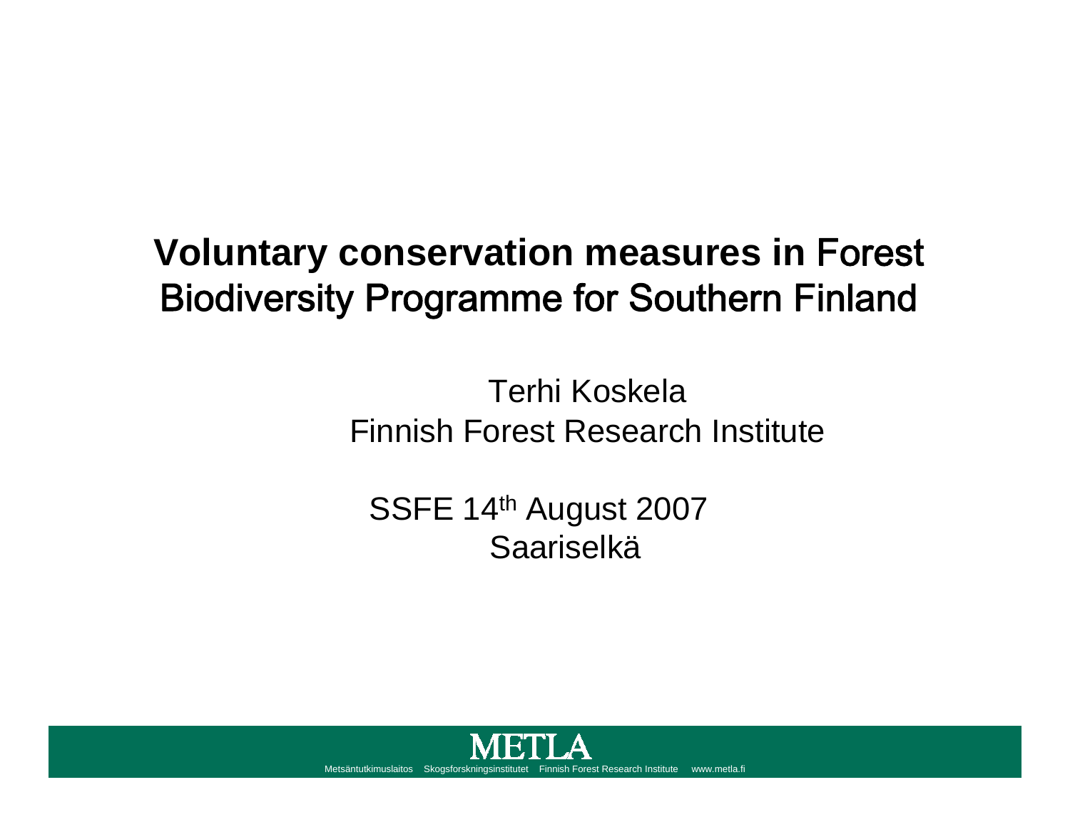# Voluntary conservation measures in Forest Biodiversity Programme for Southern Finland

Terhi Koskela
Finnish Forest Research Institute

SSFE 14th August 2007
Saariselkä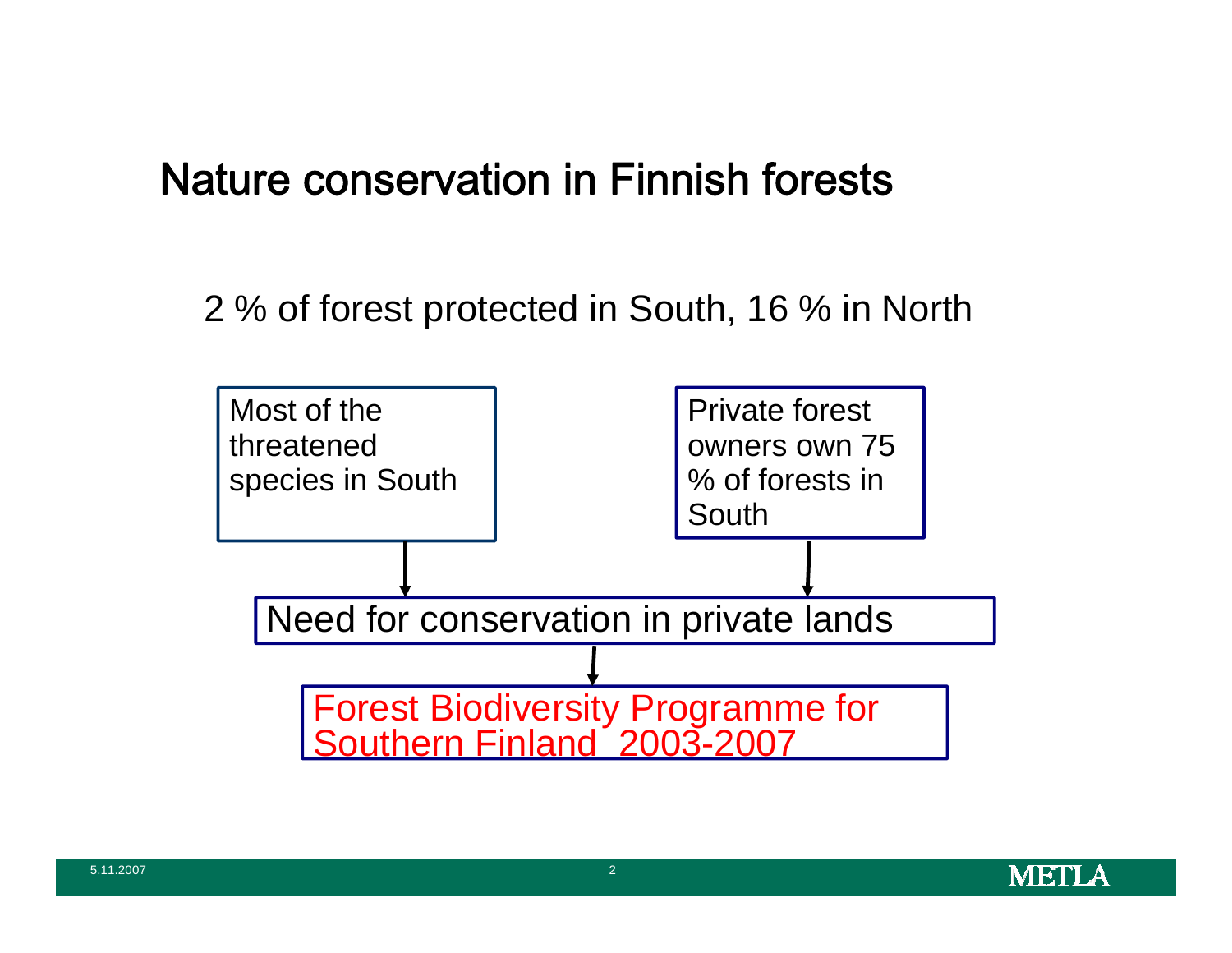# Nature conservation in Finnish forests

2 % of forest protected in South, 16 % in North

Most of the threatened species in South

Private forest owners own 75 % of forests in South

Need for conservation in private lands

Forest Biodiversity Programme for Southern Finland 2003-2007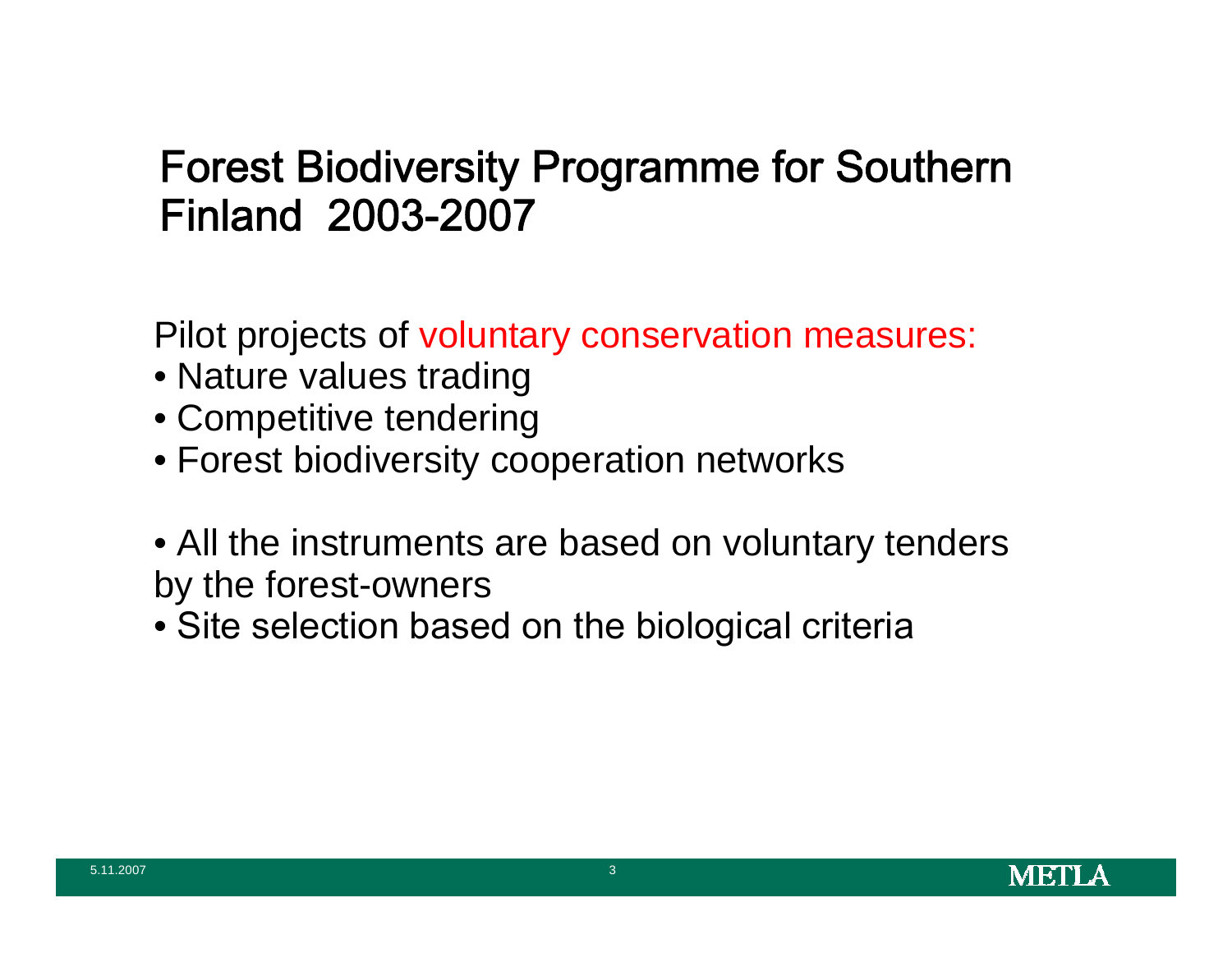# Forest Biodiversity Programme for Southern Finland 2003-2007

Pilot projects of voluntary conservation measures:

- Nature values trading
- Competitive tendering
- Forest biodiversity cooperation networks

- All the instruments are based on voluntary tenders by the forest-owners
- Site selection based on the biological criteria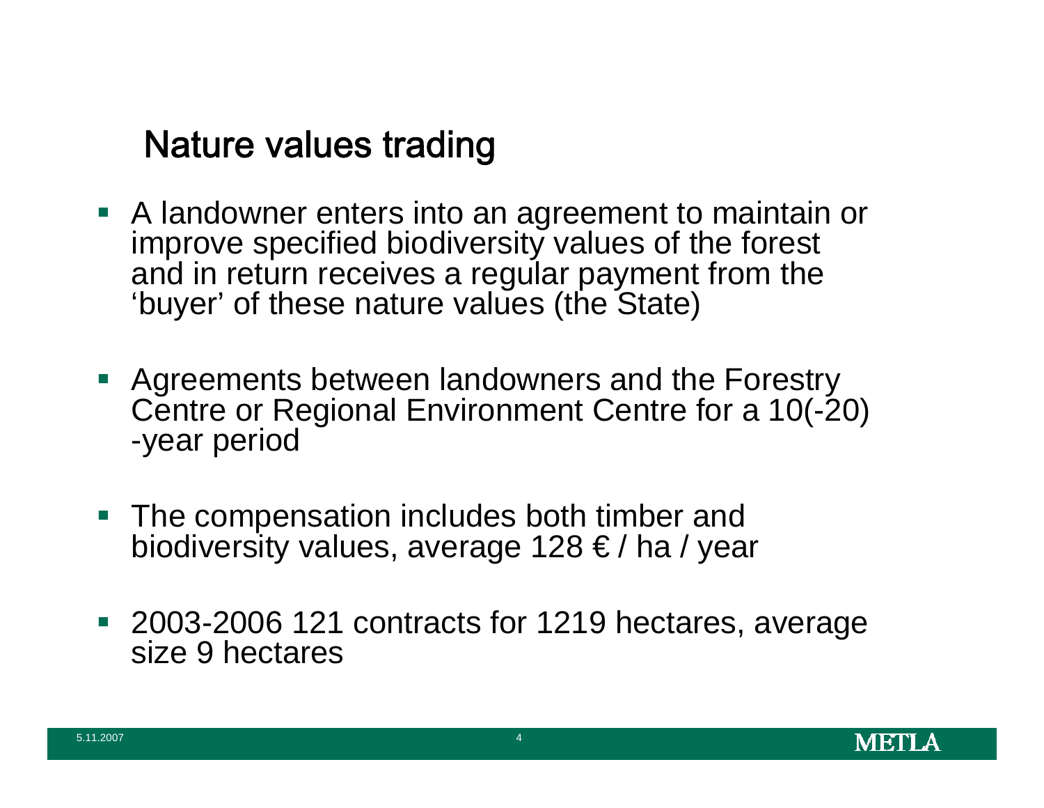# Nature values trading

- A landowner enters into an agreement to maintain or improve specified biodiversity values of the forest and in return receives a regular payment from the 'buyer' of these nature values (the State)
- Agreements between landowners and the Forestry Centre or Regional Environment Centre for a 10(-20) -year period
- The compensation includes both timber and biodiversity values, average 128 € / ha / year
- 2003-2006 121 contracts for 1219 hectares, average size 9 hectares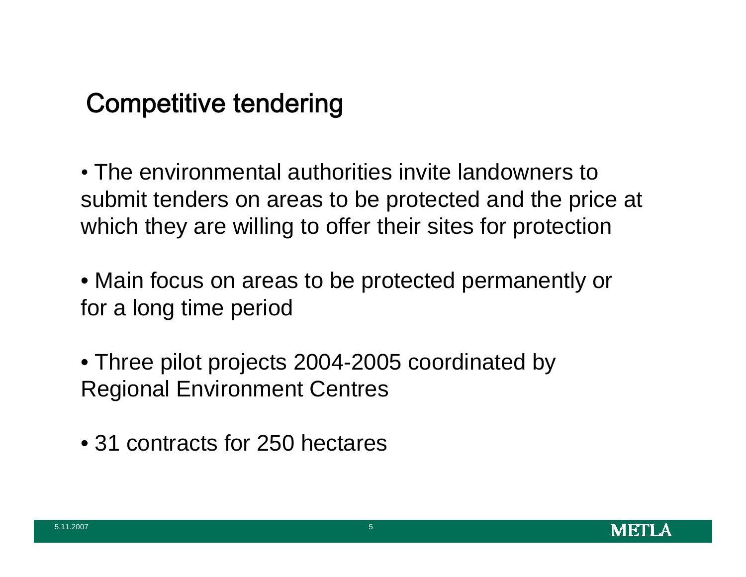## Competitive tendering

- The environmental authorities invite landowners to submit tenders on areas to be protected and the price at which they are willing to offer their sites for protection
- Main focus on areas to be protected permanently or for a long time period
- Three pilot projects 2004-2005 coordinated by Regional Environment Centres
- 31 contracts for 250 hectares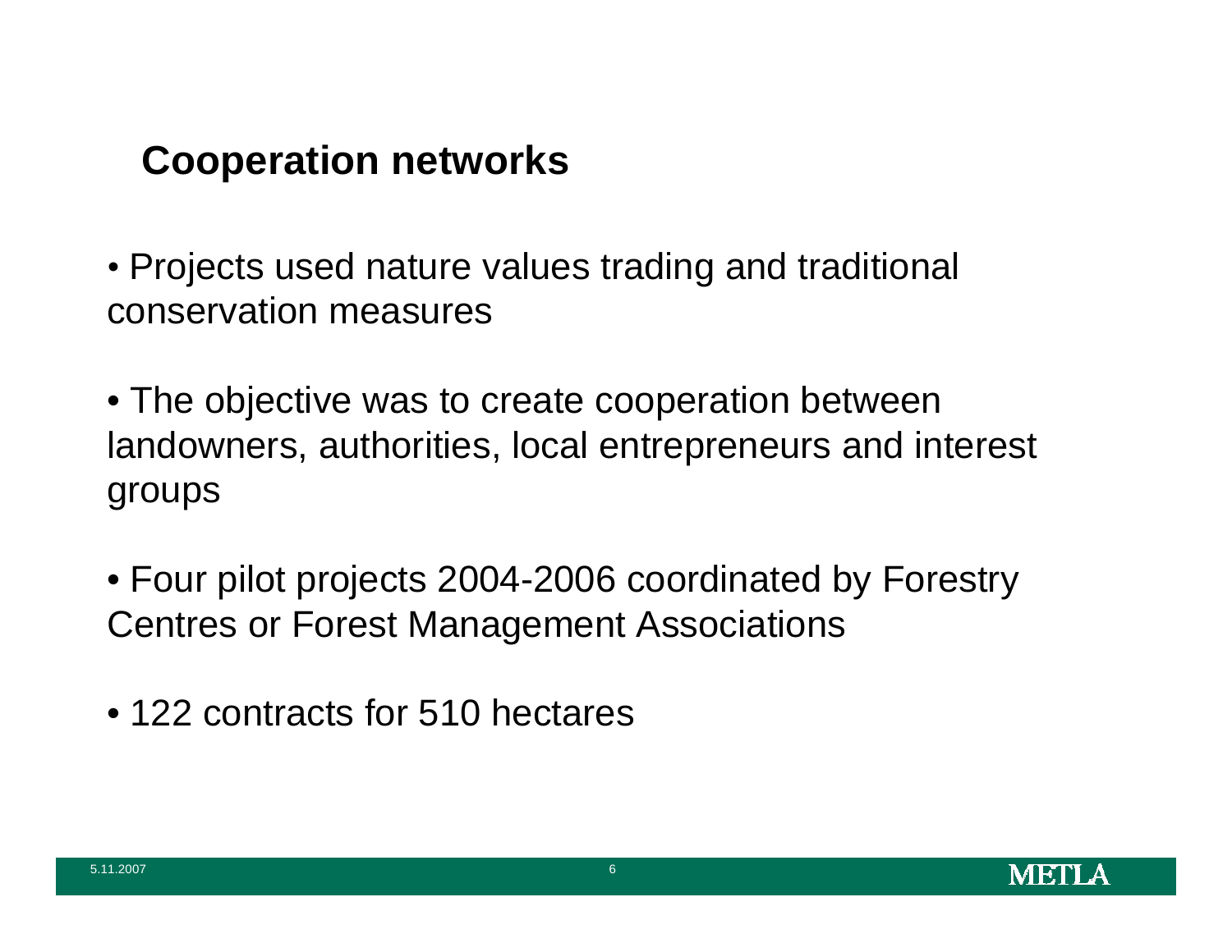## Cooperation networks

- Projects used nature values trading and traditional conservation measures
- The objective was to create cooperation between landowners, authorities, local entrepreneurs and interest groups
- Four pilot projects 2004-2006 coordinated by Forestry Centres or Forest Management Associations
- 122 contracts for 510 hectares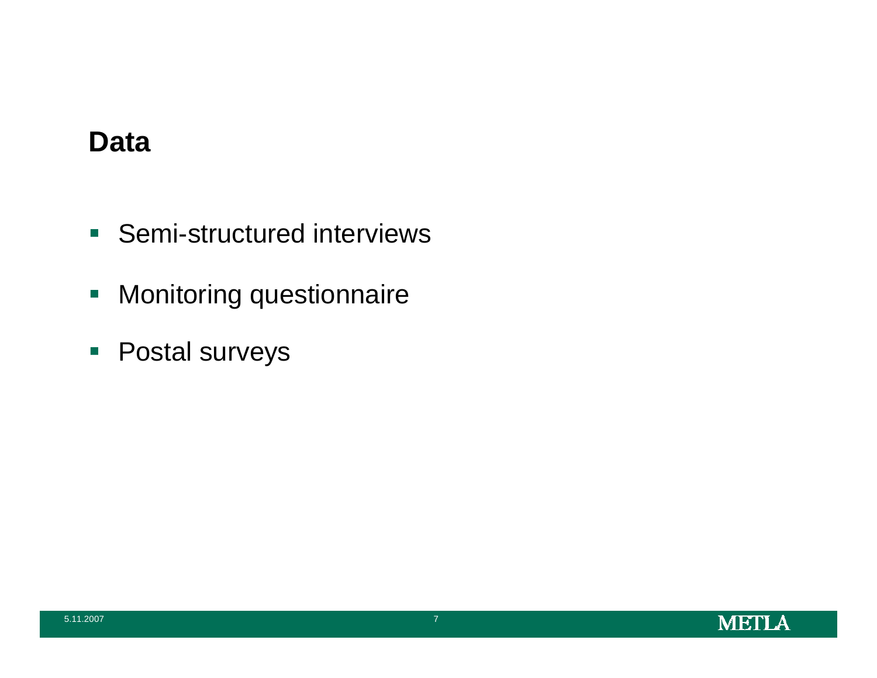## Data

- Semi-structured interviews
- Monitoring questionnaire
- Postal surveys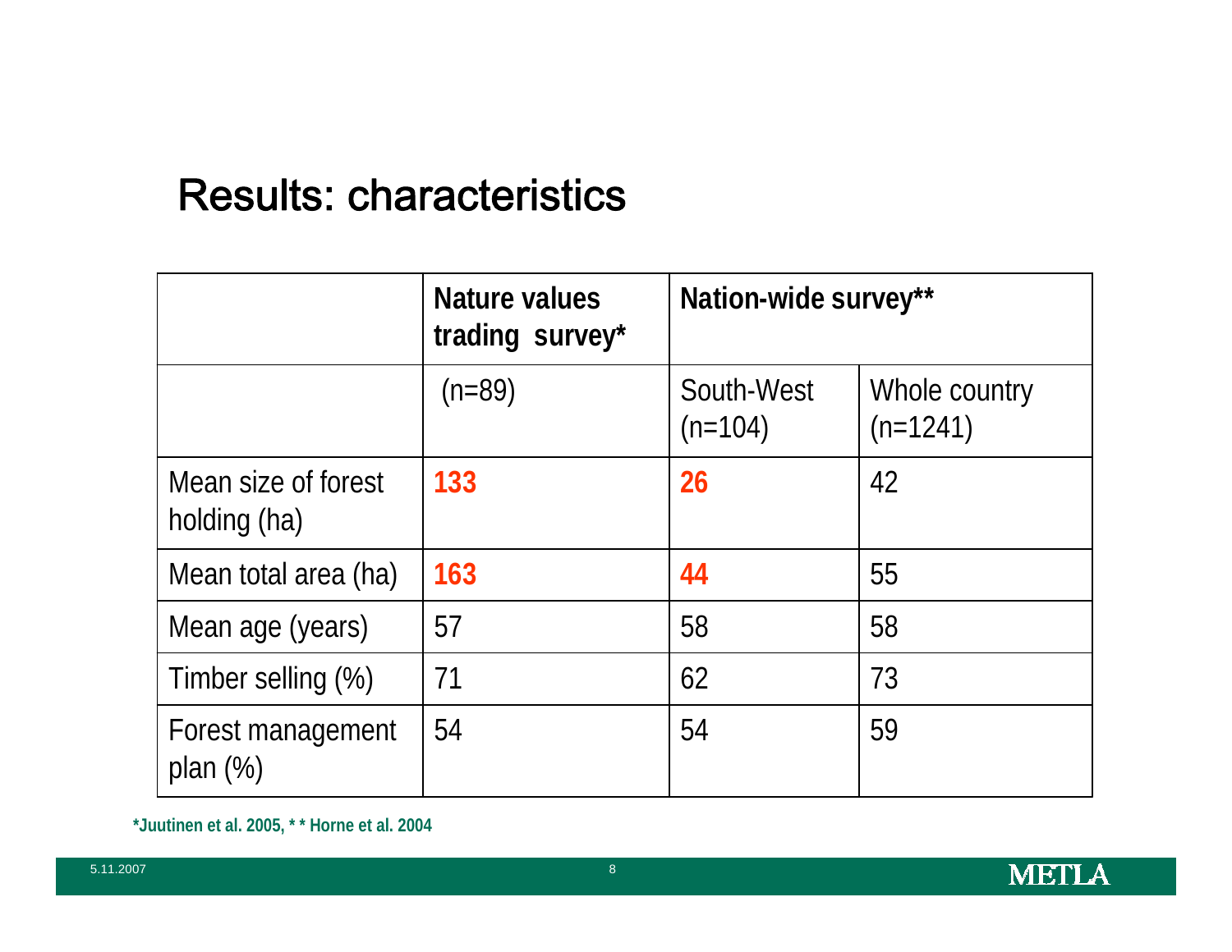## Results: characteristics

| | Nature values trading survey* | Nation-wide survey** | |
|---|---|---|---|
| | (n=89) | South-West (n=104) | Whole country (n=1241) |
| Mean size of forest holding (ha) | **133** | **26** | 42 |
| Mean total area (ha) | **163** | **44** | 55 |
| Mean age (years) | 57 | 58 | 58 |
| Timber selling (%) | 71 | 62 | 73 |
| Forest management plan (%) | 54 | 54 | 59 |

**\*Juutinen et al. 2005, * * Horne et al. 2004**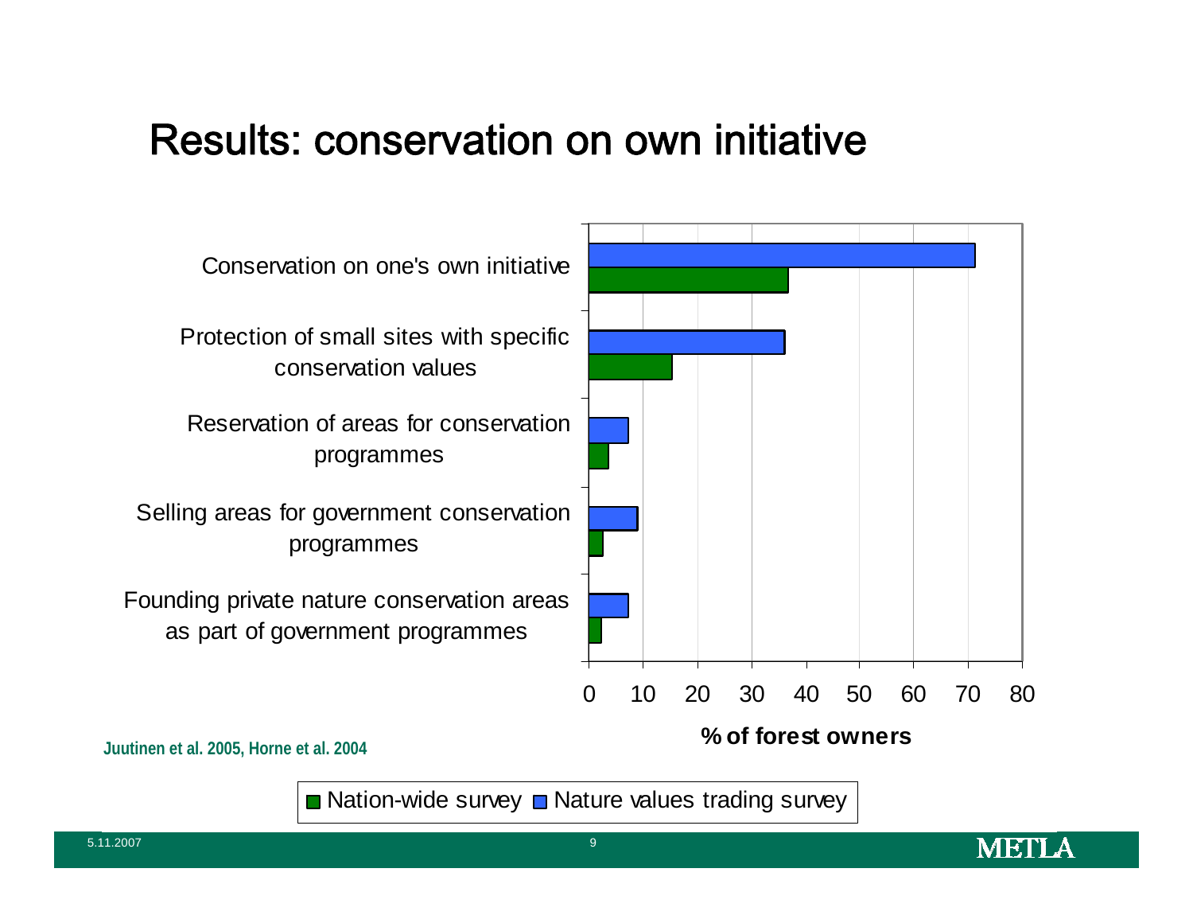# Results: conservation on own initiative

Conservation on one's own initiative

Protection of small sites with specific conservation values

Reservation of areas for conservation programmes

Selling areas for government conservation programmes

Founding private nature conservation areas as part of government programmes

0 10 20 30 40 50 60 70 80

**% of forest owners**

**Juutinen et al. 2005, Horne et al. 2004**

■ Nation-wide survey ■ Nature values trading survey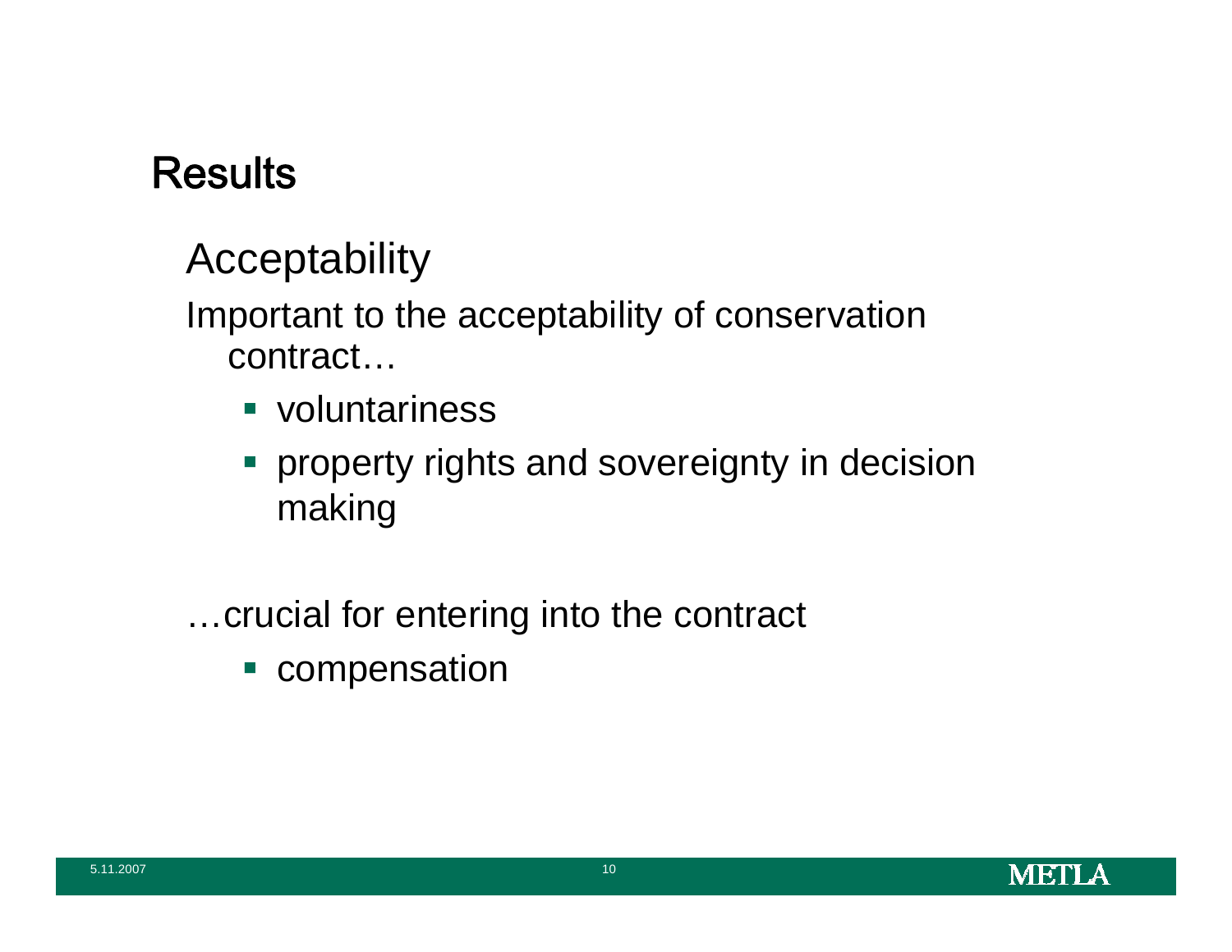# Results

## Acceptability

Important to the acceptability of conservation contract…

- voluntariness
- property rights and sovereignty in decision making

…crucial for entering into the contract

- compensation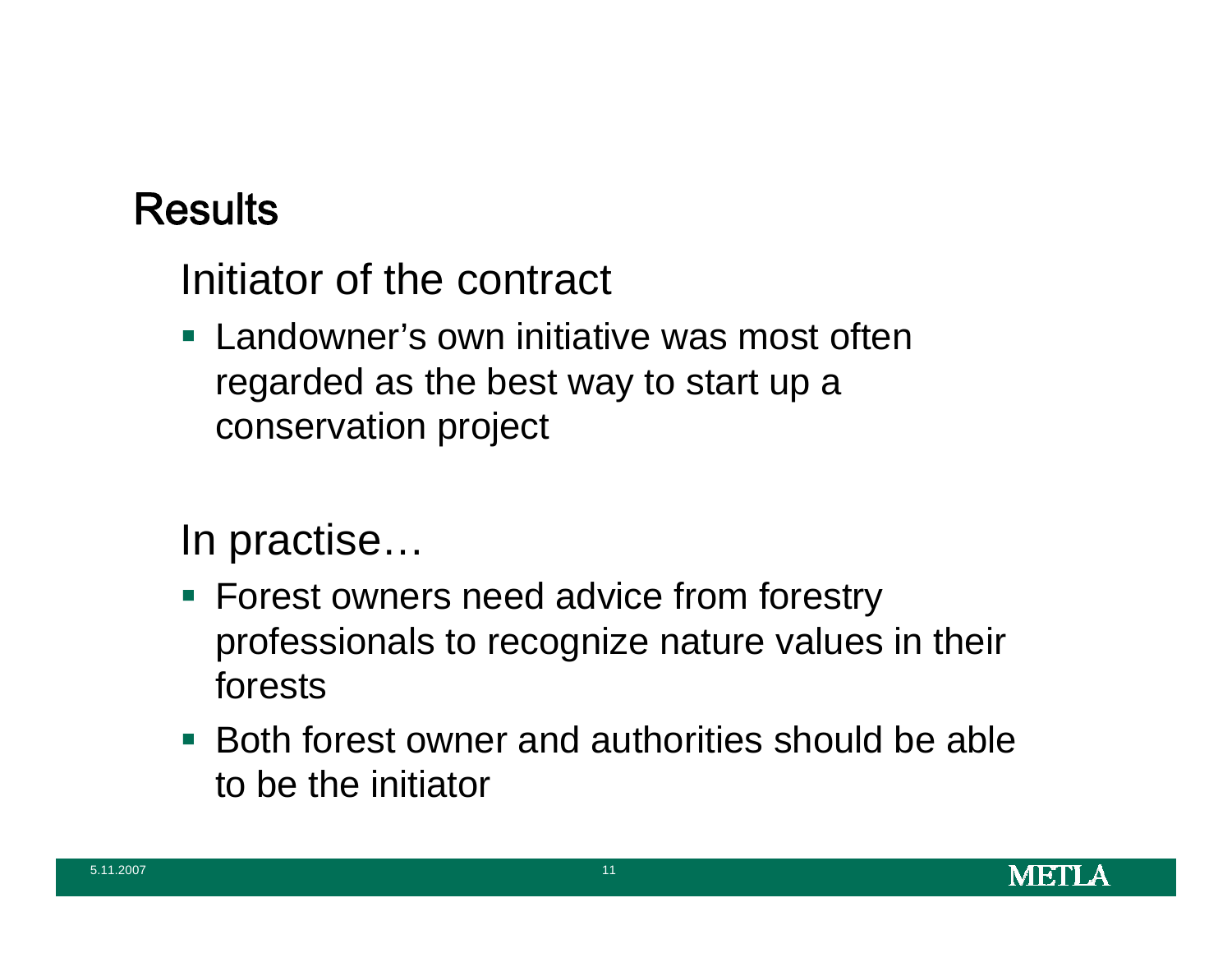## Results

### Initiator of the contract

- Landowner's own initiative was most often regarded as the best way to start up a conservation project

### In practise…

- Forest owners need advice from forestry professionals to recognize nature values in their forests
- Both forest owner and authorities should be able to be the initiator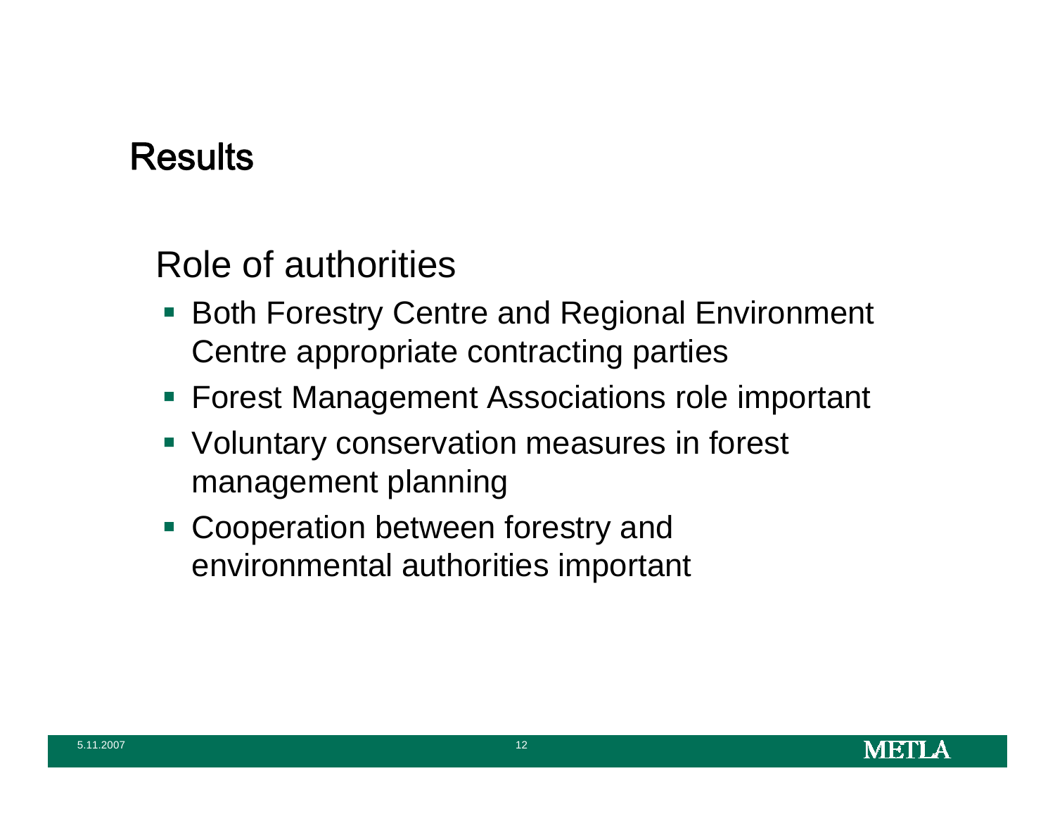# Results

## Role of authorities

- Both Forestry Centre and Regional Environment Centre appropriate contracting parties
- Forest Management Associations role important
- Voluntary conservation measures in forest management planning
- Cooperation between forestry and environmental authorities important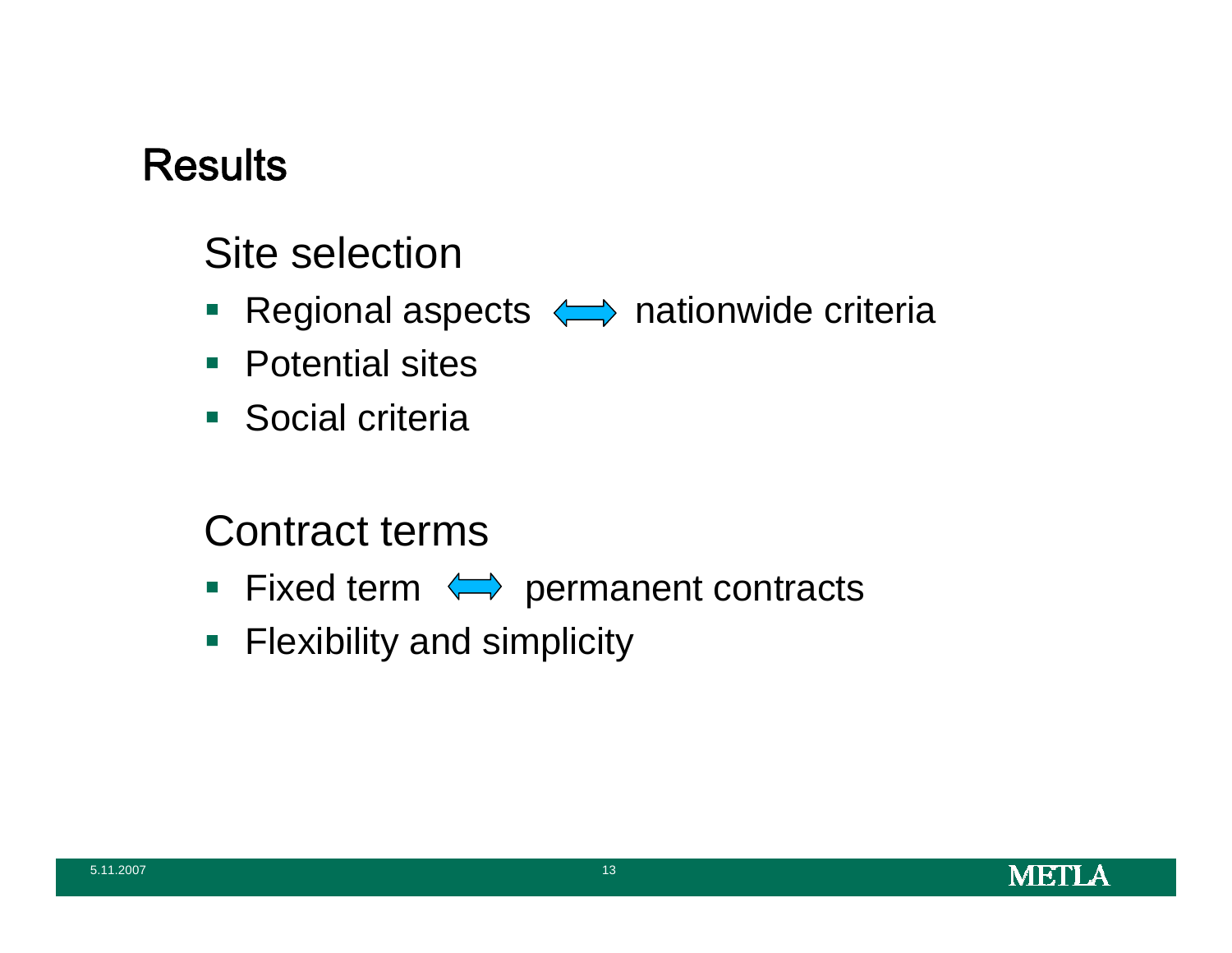# Results

## Site selection

- Regional aspects ⟺ nationwide criteria
- Potential sites
- Social criteria

## Contract terms

- Fixed term ⟺ permanent contracts
- Flexibility and simplicity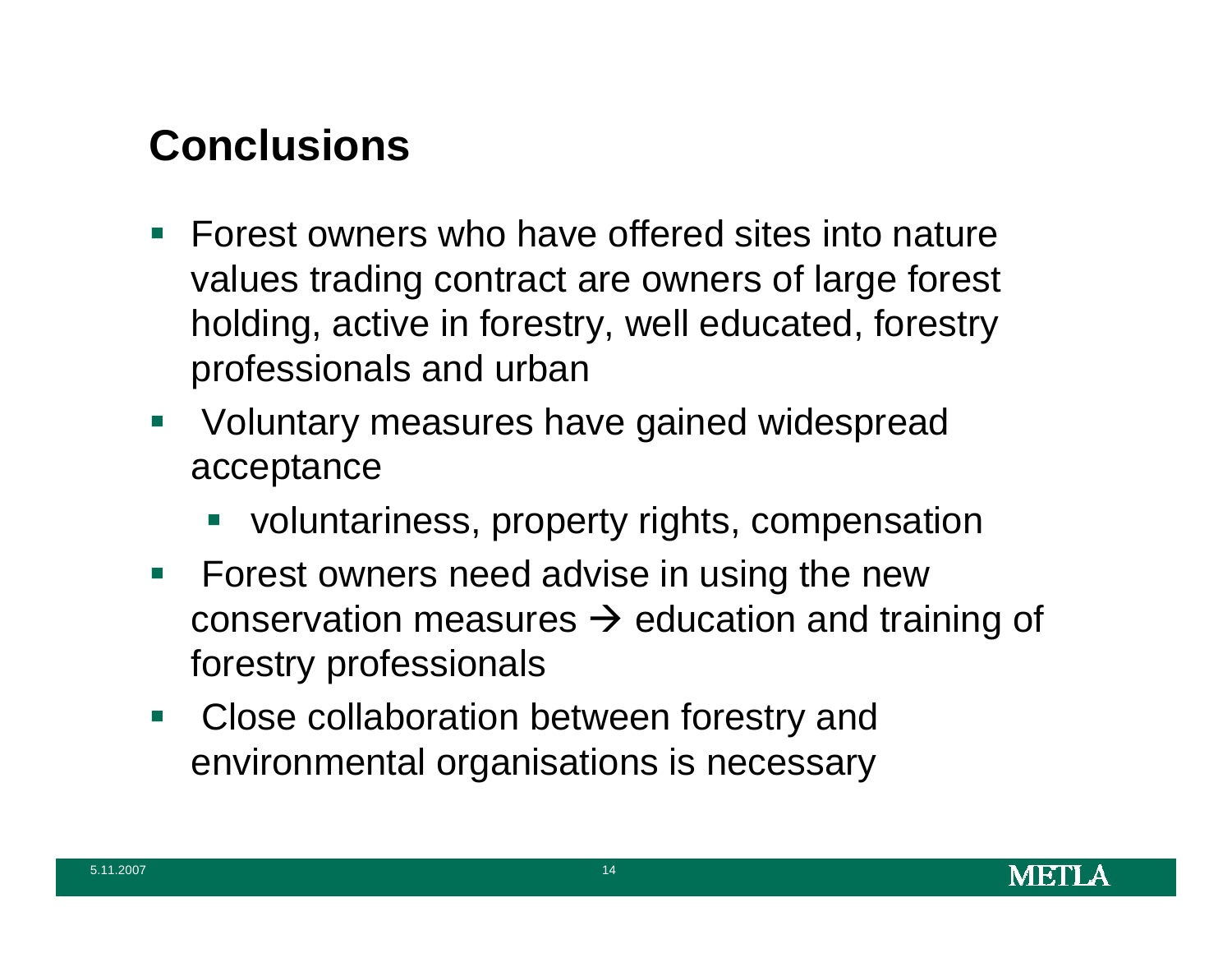## Conclusions

- Forest owners who have offered sites into nature values trading contract are owners of large forest holding, active in forestry, well educated, forestry professionals and urban
- Voluntary measures have gained widespread acceptance
  - voluntariness, property rights, compensation
- Forest owners need advise in using the new conservation measures → education and training of forestry professionals
- Close collaboration between forestry and environmental organisations is necessary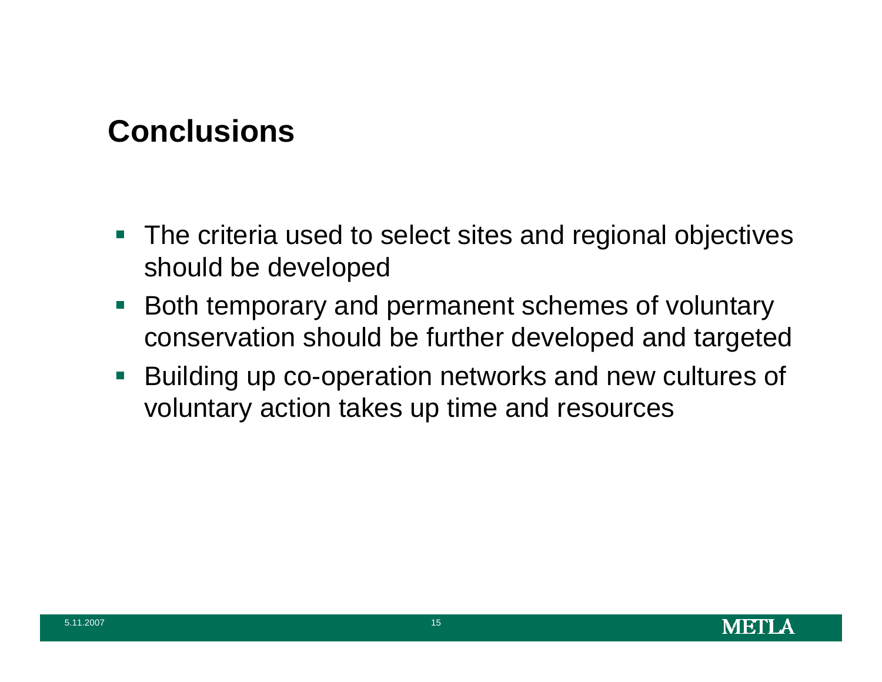## Conclusions

- The criteria used to select sites and regional objectives should be developed
- Both temporary and permanent schemes of voluntary conservation should be further developed and targeted
- Building up co-operation networks and new cultures of voluntary action takes up time and resources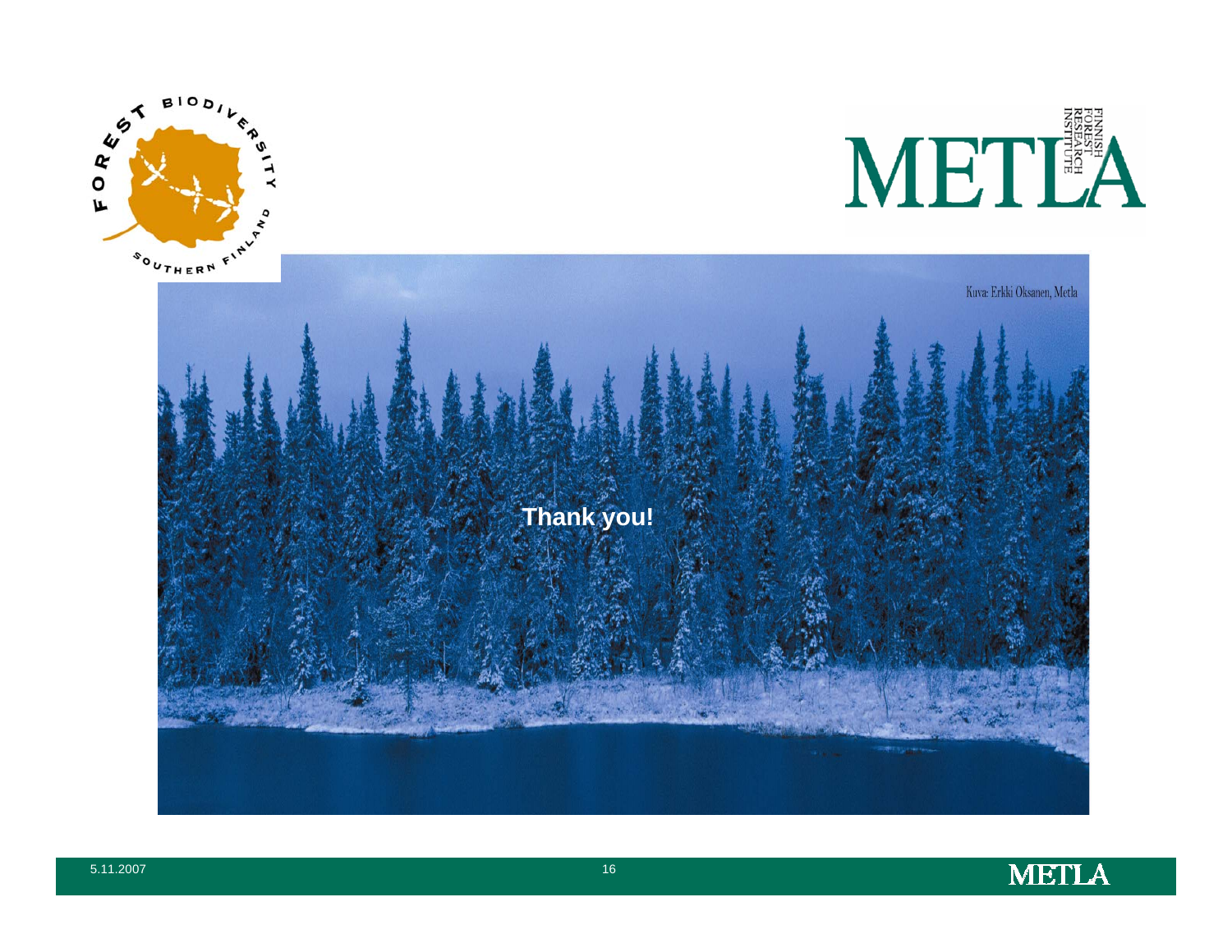Kuva: Erkki Oksanen, Metla

**Thank you!**